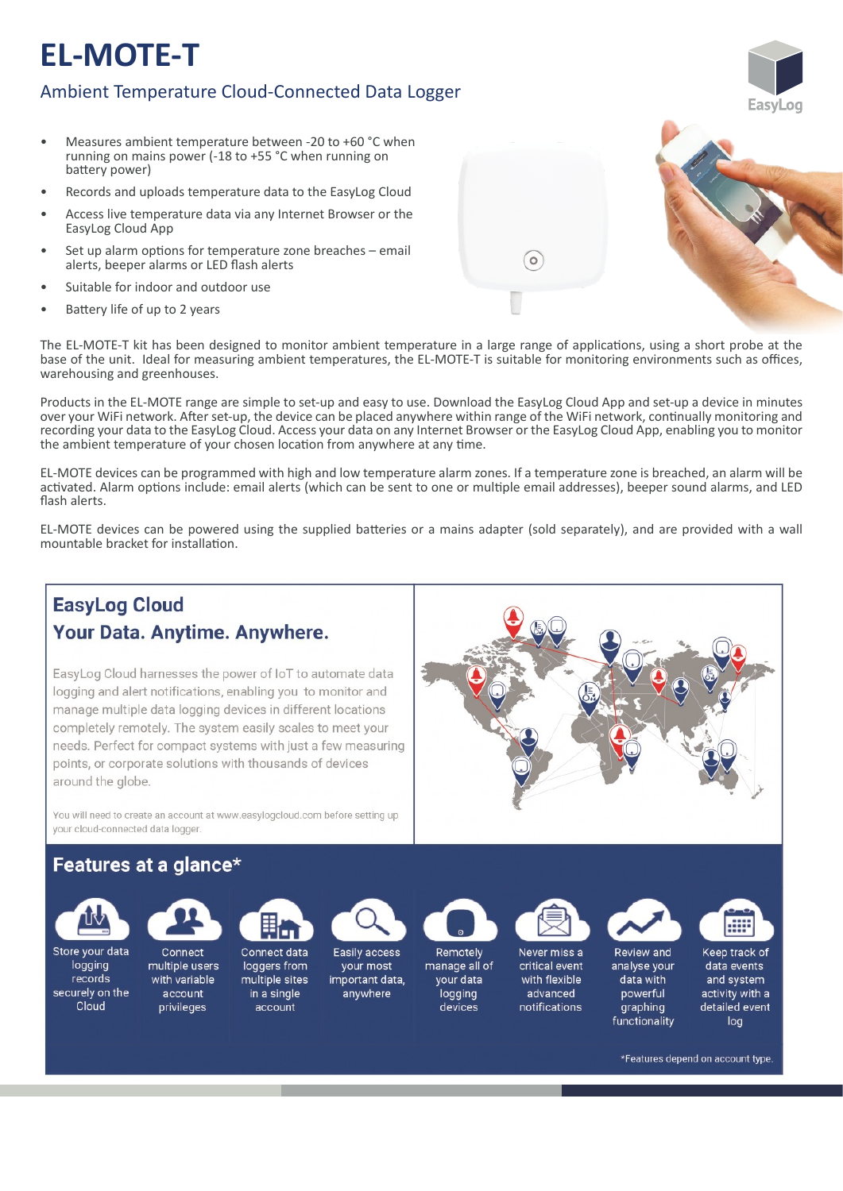# EL-MOTE-T

## Ambient Temperature Cloud-Connected Data Logger

- Measures ambient temperature between -20 to +60 °C when running on mains power (-18 to +55 °C when running on battery power)
- Records and uploads temperature data to the EasyLog Cloud
- Access live temperature data via any Internet Browser or the EasyLog Cloud App
- Set up alarm options for temperature zone breaches – email alerts, beeper alarms or LED flash alerts
- Suitable for indoor and outdoor use
- Battery life of up to 2 years

The EL-MOTE-T kit has been designed to monitor ambient temperature in a large range of applications, using a short probe at the base of the unit. Ideal for measuring ambient temperatures, the EL-MOTE-T is suitable for monitoring environments such as offices, warehousing and greenhouses.

Products in the EL-MOTE range are simple to set-up and easy to use. Download the EasyLog Cloud App and set-up a device in minutes over your WiFi network. After set-up, the device can be placed anywhere within range of the WiFi network, continually monitoring and recording your data to the EasyLog Cloud. Access your data on any Internet Browser or the EasyLog Cloud App, enabling you to monitor the ambient temperature of your chosen location from anywhere at any time.

EL-MOTE devices can be programmed with high and low temperature alarm zones. If a temperature zone is breached, an alarm will be activated. Alarm options include: email alerts (which can be sent to one or multiple email addresses), beeper sound alarms, and LED flash alerts.

EL-MOTE devices can be powered using the supplied batteries or a mains adapter (sold separately), and are provided with a wall mountable bracket for installation.

## EasyLog Cloud
### Your Data. Anytime. Anywhere.

EasyLog Cloud harnesses the power of IoT to automate data logging and alert notifications, enabling you to monitor and manage multiple data logging devices in different locations completely remotely. The system easily scales to meet your needs. Perfect for compact systems with just a few measuring points, or corporate solutions with thousands of devices around the globe.

You will need to create an account at www.easylogcloud.com before setting up your cloud-connected data logger.

## Features at a glance*

- Store your data logging records securely on the Cloud
- Connect multiple users with variable account privileges
- Connect data loggers from multiple sites in a single account
- Easily access your most important data, anywhere
- Remotely manage all of your data logging devices
- Never miss a critical event with flexible advanced notifications
- Review and analyse your data with powerful graphing functionality
- Keep track of data events and system activity with a detailed event log

*Features depend on account type.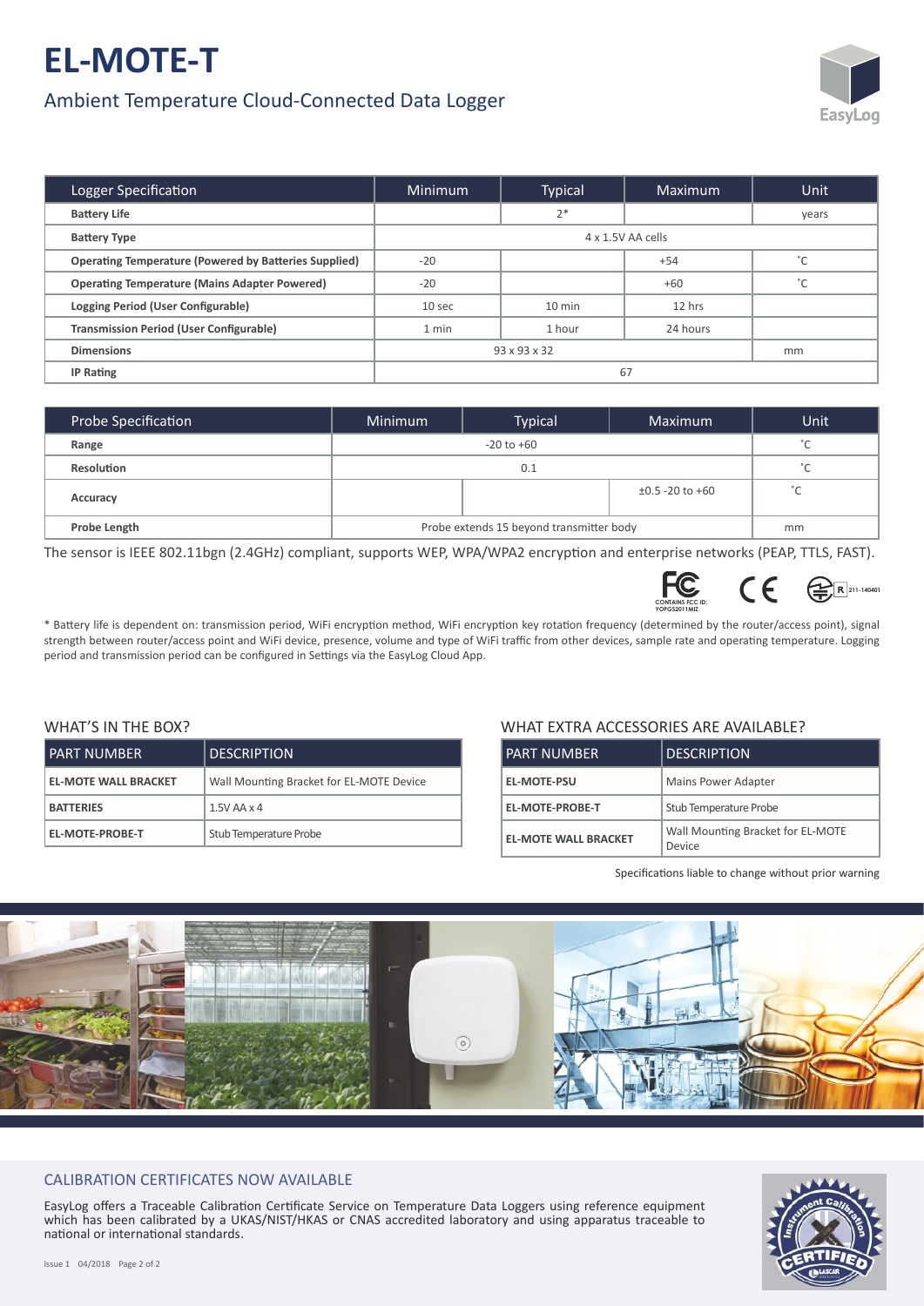# EL-MOTE-T

## Ambient Temperature Cloud-Connected Data Logger

| Logger Specification | Minimum | Typical | Maximum | Unit |
|---|---|---|---|---|
| **Battery Life** | | 2* | | years |
| **Battery Type** | 4 x 1.5V AA cells | | | |
| **Operating Temperature (Powered by Batteries Supplied)** | -20 | | +54 | ˚C |
| **Operating Temperature (Mains Adapter Powered)** | -20 | | +60 | ˚C |
| **Logging Period (User Configurable)** | 10 sec | 10 min | 12 hrs | |
| **Transmission Period (User Configurable)** | 1 min | 1 hour | 24 hours | |
| **Dimensions** | 93 x 93 x 32 | | | mm |
| **IP Rating** | 67 | | | |

| Probe Specification | Minimum | Typical | Maximum | Unit |
|---|---|---|---|---|
| **Range** | -20 to +60 | | | ˚C |
| **Resolution** | 0.1 | | | ˚C |
| **Accuracy** | | | ±0.5 -20 to +60 | ˚C |
| **Probe Length** | Probe extends 15 beyond transmitter body | | | mm |

The sensor is IEEE 802.11bgn (2.4GHz) compliant, supports WEP, WPA/WPA2 encryption and enterprise networks (PEAP, TTLS, FAST).

CONTAINS FCC ID: YOPGS2011MIZ

R 211-140401

* Battery life is dependent on: transmission period, WiFi encryption method, WiFi encryption key rotation frequency (determined by the router/access point), signal strength between router/access point and WiFi device, presence, volume and type of WiFi traffic from other devices, sample rate and operating temperature. Logging period and transmission period can be configured in Settings via the EasyLog Cloud App.

### WHAT'S IN THE BOX?

| PART NUMBER | DESCRIPTION |
|---|---|
| **EL-MOTE WALL BRACKET** | Wall Mounting Bracket for EL-MOTE Device |
| **BATTERIES** | 1.5V AA x 4 |
| **EL-MOTE-PROBE-T** | Stub Temperature Probe |

### WHAT EXTRA ACCESSORIES ARE AVAILABLE?

| PART NUMBER | DESCRIPTION |
|---|---|
| **EL-MOTE-PSU** | Mains Power Adapter |
| **EL-MOTE-PROBE-T** | Stub Temperature Probe |
| **EL-MOTE WALL BRACKET** | Wall Mounting Bracket for EL-MOTE Device |

Specifications liable to change without prior warning

### CALIBRATION CERTIFICATES NOW AVAILABLE

EasyLog offers a Traceable Calibration Certificate Service on Temperature Data Loggers using reference equipment which has been calibrated by a UKAS/NIST/HKAS or CNAS accredited laboratory and using apparatus traceable to national or international standards.

Issue 1 04/2018